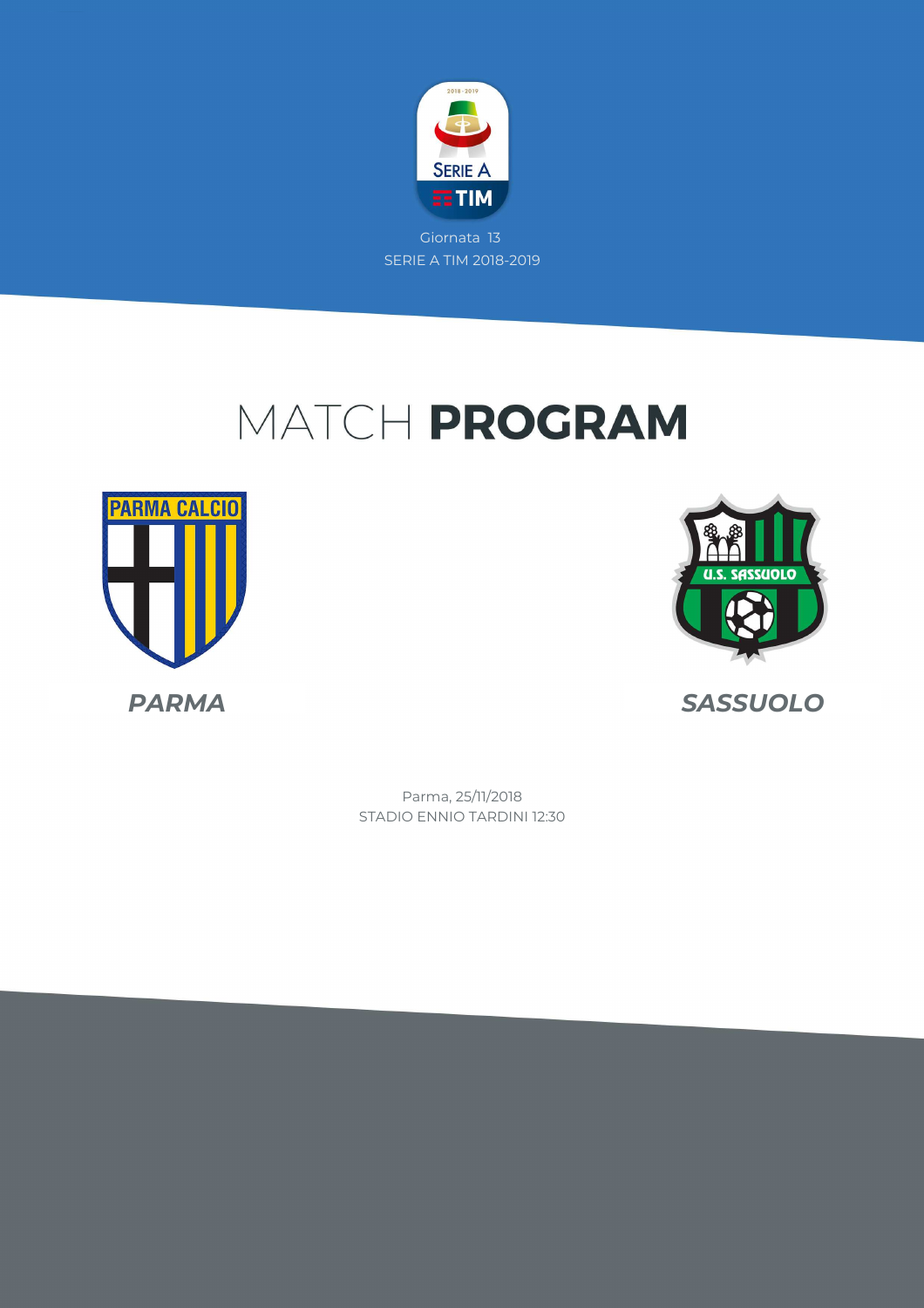Giornata 13

SERIE A TIM 2018-2019

# MATCH **PROGRAM**

**PARMA**

**SASSUOLO**

Parma, 25/11/2018

STADIO ENNIO TARDINI 12:30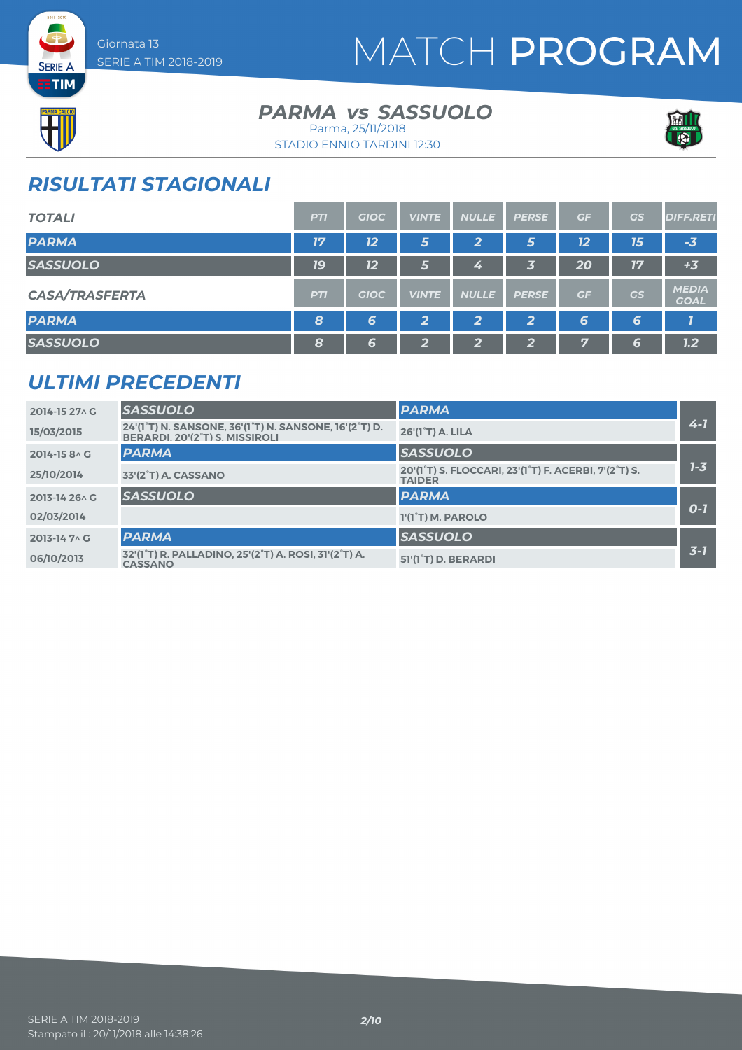# MATCH PROGRAM

Giornata 13
SERIE A TIM 2018-2019

## PARMA vs SASSUOLO

Parma, 25/11/2018
STADIO ENNIO TARDINI 12:30

## RISULTATI STAGIONALI

| TOTALI | PTI | GIOC | VINTE | NULLE | PERSE | GF | GS | DIFF.RETI |
|---|---|---|---|---|---|---|---|---|
| PARMA | 17 | 12 | 5 | 2 | 5 | 12 | 15 | -3 |
| SASSUOLO | 19 | 12 | 5 | 4 | 3 | 20 | 17 | +3 |

| CASA/TRASFERTA | PTI | GIOC | VINTE | NULLE | PERSE | GF | GS | MEDIA GOAL |
|---|---|---|---|---|---|---|---|---|
| PARMA | 8 | 6 | 2 | 2 | 2 | 6 | 6 | 1 |
| SASSUOLO | 8 | 6 | 2 | 2 | 2 | 7 | 6 | 1.2 |

## ULTIMI PRECEDENTI

| Stagione / Data | Casa | Trasferta | Risultato |
|---|---|---|---|
| 2014-15 27^ G | SASSUOLO | PARMA | 4-1 |
| 15/03/2015 | 24'(1°T) N. SANSONE, 36'(1°T) N. SANSONE, 16'(2°T) D. BERARDI, 20'(2°T) S. MISSIROLI | 26'(1°T) A. LILA | |
| 2014-15 8^ G | PARMA | SASSUOLO | 1-3 |
| 25/10/2014 | 33'(2°T) A. CASSANO | 20'(1°T) S. FLOCCARI, 23'(1°T) F. ACERBI, 7'(2°T) S. TAIDER | |
| 2013-14 26^ G | SASSUOLO | PARMA | 0-1 |
| 02/03/2014 | | 1'(1°T) M. PAROLO | |
| 2013-14 7^ G | PARMA | SASSUOLO | 3-1 |
| 06/10/2013 | 32'(1°T) R. PALLADINO, 25'(2°T) A. ROSI, 31'(2°T) A. CASSANO | 51'(1°T) D. BERARDI | |

SERIE A TIM 2018-2019
Stampato il : 20/11/2018 alle 14:38:26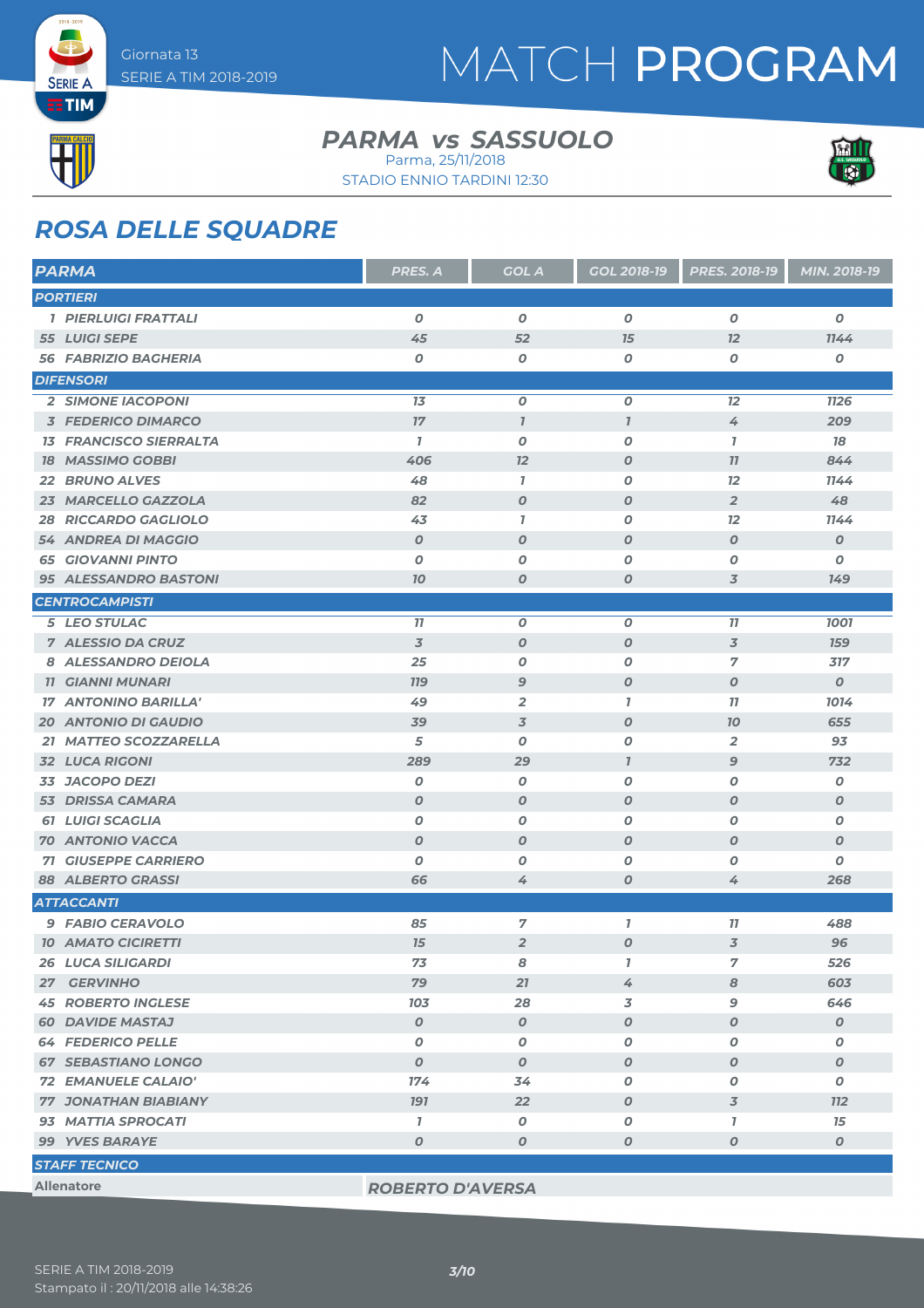# MATCH PROGRAM

Giornata 13
SERIE A TIM 2018-2019

## PARMA vs SASSUOLO

Parma, 25/11/2018
STADIO ENNIO TARDINI 12:30

## ROSA DELLE SQUADRE

| PARMA | PRES. A | GOL A | GOL 2018-19 | PRES. 2018-19 | MIN. 2018-19 |
|---|---|---|---|---|---|
| **PORTIERI** | | | | | |
| 1 PIERLUIGI FRATTALI | 0 | 0 | 0 | 0 | 0 |
| 55 LUIGI SEPE | 45 | 52 | 15 | 12 | 1144 |
| 56 FABRIZIO BAGHERIA | 0 | 0 | 0 | 0 | 0 |
| **DIFENSORI** | | | | | |
| 2 SIMONE IACOPONI | 13 | 0 | 0 | 12 | 1126 |
| 3 FEDERICO DIMARCO | 17 | 1 | 1 | 4 | 209 |
| 13 FRANCISCO SIERRALTA | 1 | 0 | 0 | 1 | 18 |
| 18 MASSIMO GOBBI | 406 | 12 | 0 | 11 | 844 |
| 22 BRUNO ALVES | 48 | 1 | 0 | 12 | 1144 |
| 23 MARCELLO GAZZOLA | 82 | 0 | 0 | 2 | 48 |
| 28 RICCARDO GAGLIOLO | 43 | 1 | 0 | 12 | 1144 |
| 54 ANDREA DI MAGGIO | 0 | 0 | 0 | 0 | 0 |
| 65 GIOVANNI PINTO | 0 | 0 | 0 | 0 | 0 |
| 95 ALESSANDRO BASTONI | 10 | 0 | 0 | 3 | 149 |
| **CENTROCAMPISTI** | | | | | |
| 5 LEO STULAC | 11 | 0 | 0 | 11 | 1001 |
| 7 ALESSIO DA CRUZ | 3 | 0 | 0 | 3 | 159 |
| 8 ALESSANDRO DEIOLA | 25 | 0 | 0 | 7 | 317 |
| 11 GIANNI MUNARI | 119 | 9 | 0 | 0 | 0 |
| 17 ANTONINO BARILLA' | 49 | 2 | 1 | 11 | 1014 |
| 20 ANTONIO DI GAUDIO | 39 | 3 | 0 | 10 | 655 |
| 21 MATTEO SCOZZARELLA | 5 | 0 | 0 | 2 | 93 |
| 32 LUCA RIGONI | 289 | 29 | 1 | 9 | 732 |
| 33 JACOPO DEZI | 0 | 0 | 0 | 0 | 0 |
| 53 DRISSA CAMARA | 0 | 0 | 0 | 0 | 0 |
| 61 LUIGI SCAGLIA | 0 | 0 | 0 | 0 | 0 |
| 70 ANTONIO VACCA | 0 | 0 | 0 | 0 | 0 |
| 71 GIUSEPPE CARRIERO | 0 | 0 | 0 | 0 | 0 |
| 88 ALBERTO GRASSI | 66 | 4 | 0 | 4 | 268 |
| **ATTACCANTI** | | | | | |
| 9 FABIO CERAVOLO | 85 | 7 | 1 | 11 | 488 |
| 10 AMATO CICIRETTI | 15 | 2 | 0 | 3 | 96 |
| 26 LUCA SILIGARDI | 73 | 8 | 1 | 7 | 526 |
| 27 GERVINHO | 79 | 21 | 4 | 8 | 603 |
| 45 ROBERTO INGLESE | 103 | 28 | 3 | 9 | 646 |
| 60 DAVIDE MASTAJ | 0 | 0 | 0 | 0 | 0 |
| 64 FEDERICO PELLE | 0 | 0 | 0 | 0 | 0 |
| 67 SEBASTIANO LONGO | 0 | 0 | 0 | 0 | 0 |
| 72 EMANUELE CALAIO' | 174 | 34 | 0 | 0 | 0 |
| 77 JONATHAN BIABIANY | 191 | 22 | 0 | 3 | 112 |
| 93 MATTIA SPROCATI | 1 | 0 | 0 | 1 | 15 |
| 99 YVES BARAYE | 0 | 0 | 0 | 0 | 0 |
| **STAFF TECNICO** | | | | | |
| Allenatore | ROBERTO D'AVERSA | | | | |

SERIE A TIM 2018-2019
Stampato il : 20/11/2018 alle 14:38:26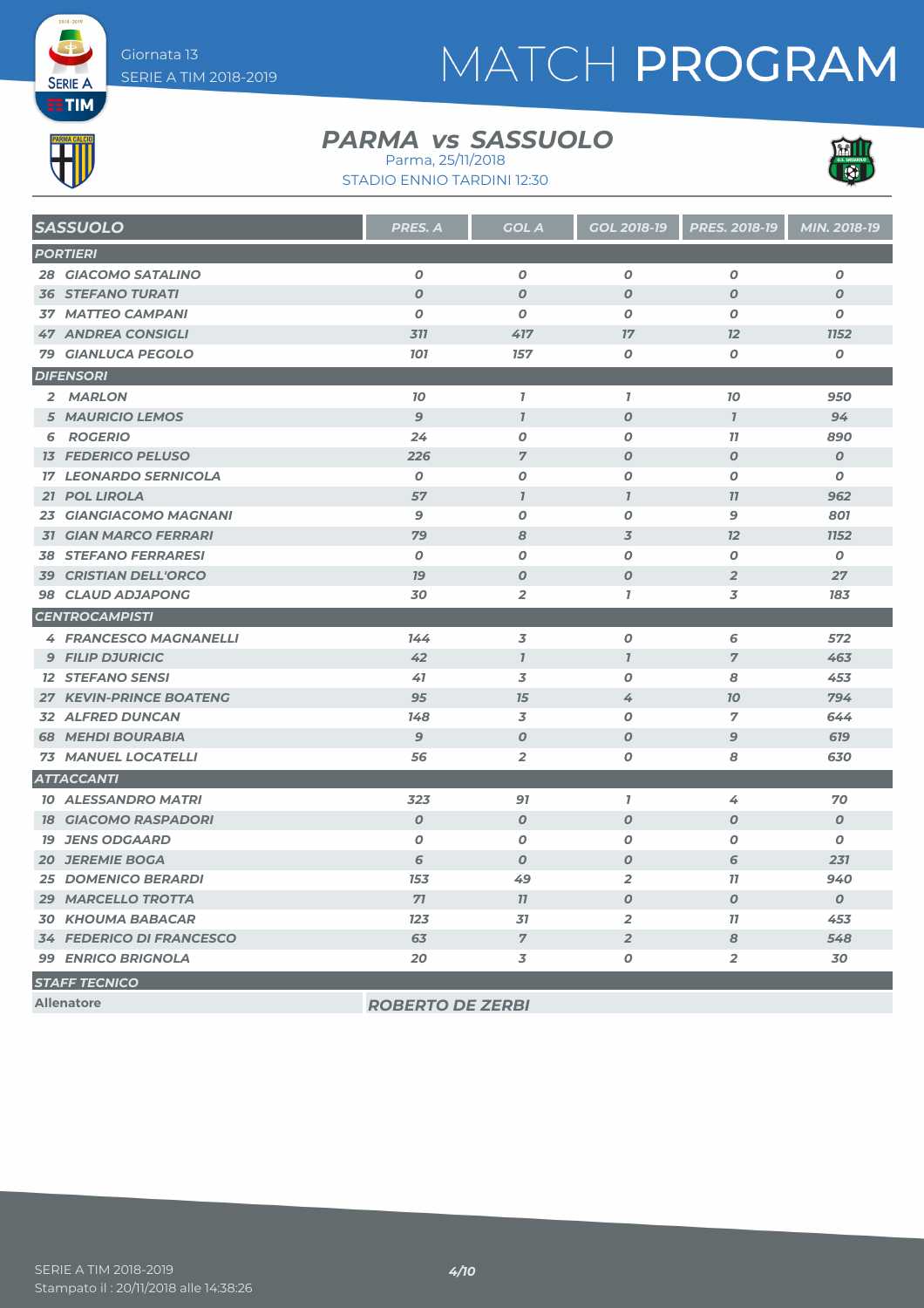# MATCH PROGRAM

Giornata 13
SERIE A TIM 2018-2019

## PARMA vs SASSUOLO

Parma, 25/11/2018
STADIO ENNIO TARDINI 12:30

| SASSUOLO | PRES. A | GOL A | GOL 2018-19 | PRES. 2018-19 | MIN. 2018-19 |
|---|---|---|---|---|---|
| **PORTIERI** | | | | | |
| 28 GIACOMO SATALINO | 0 | 0 | 0 | 0 | 0 |
| 36 STEFANO TURATI | 0 | 0 | 0 | 0 | 0 |
| 37 MATTEO CAMPANI | 0 | 0 | 0 | 0 | 0 |
| 47 ANDREA CONSIGLI | 311 | 417 | 17 | 12 | 1152 |
| 79 GIANLUCA PEGOLO | 101 | 157 | 0 | 0 | 0 |
| **DIFENSORI** | | | | | |
| 2 MARLON | 10 | 1 | 1 | 10 | 950 |
| 5 MAURICIO LEMOS | 9 | 1 | 0 | 1 | 94 |
| 6 ROGERIO | 24 | 0 | 0 | 11 | 890 |
| 13 FEDERICO PELUSO | 226 | 7 | 0 | 0 | 0 |
| 17 LEONARDO SERNICOLA | 0 | 0 | 0 | 0 | 0 |
| 21 POL LIROLA | 57 | 1 | 1 | 11 | 962 |
| 23 GIANGIACOMO MAGNANI | 9 | 0 | 0 | 9 | 801 |
| 31 GIAN MARCO FERRARI | 79 | 8 | 3 | 12 | 1152 |
| 38 STEFANO FERRARESI | 0 | 0 | 0 | 0 | 0 |
| 39 CRISTIAN DELL'ORCO | 19 | 0 | 0 | 2 | 27 |
| 98 CLAUD ADJAPONG | 30 | 2 | 1 | 3 | 183 |
| **CENTROCAMPISTI** | | | | | |
| 4 FRANCESCO MAGNANELLI | 144 | 3 | 0 | 6 | 572 |
| 9 FILIP DJURICIC | 42 | 1 | 1 | 7 | 463 |
| 12 STEFANO SENSI | 41 | 3 | 0 | 8 | 453 |
| 27 KEVIN-PRINCE BOATENG | 95 | 15 | 4 | 10 | 794 |
| 32 ALFRED DUNCAN | 148 | 3 | 0 | 7 | 644 |
| 68 MEHDI BOURABIA | 9 | 0 | 0 | 9 | 619 |
| 73 MANUEL LOCATELLI | 56 | 2 | 0 | 8 | 630 |
| **ATTACCANTI** | | | | | |
| 10 ALESSANDRO MATRI | 323 | 91 | 1 | 4 | 70 |
| 18 GIACOMO RASPADORI | 0 | 0 | 0 | 0 | 0 |
| 19 JENS ODGAARD | 0 | 0 | 0 | 0 | 0 |
| 20 JEREMIE BOGA | 6 | 0 | 0 | 6 | 231 |
| 25 DOMENICO BERARDI | 153 | 49 | 2 | 11 | 940 |
| 29 MARCELLO TROTTA | 71 | 11 | 0 | 0 | 0 |
| 30 KHOUMA BABACAR | 123 | 31 | 2 | 11 | 453 |
| 34 FEDERICO DI FRANCESCO | 63 | 7 | 2 | 8 | 548 |
| 99 ENRICO BRIGNOLA | 20 | 3 | 0 | 2 | 30 |

**STAFF TECNICO**

| Allenatore | ROBERTO DE ZERBI |
|---|---|

SERIE A TIM 2018-2019
Stampato il : 20/11/2018 alle 14:38:26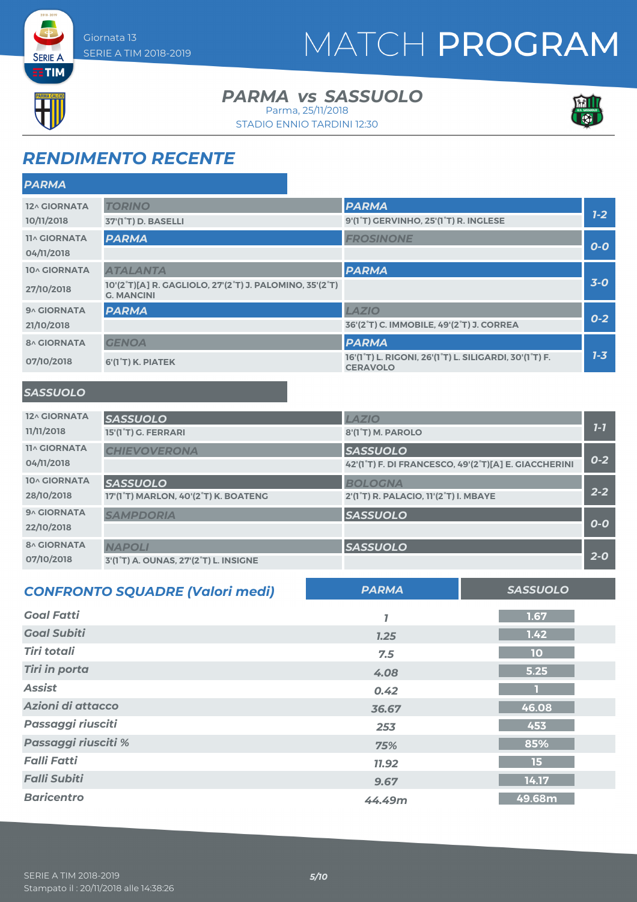Giornata 13
SERIE A TIM 2018-2019

# MATCH PROGRAM

## PARMA vs SASSUOLO

Parma, 25/11/2018
STADIO ENNIO TARDINI 12:30

## RENDIMENTO RECENTE

### PARMA

| Giornata | Casa | Ospite | Risultato |
|---|---|---|---|
| 12^ GIORNATA 10/11/2018 | TORINO<br>37'(1°T) D. BASELLI | PARMA<br>9'(1°T) GERVINHO, 25'(1°T) R. INGLESE | 1-2 |
| 11^ GIORNATA 04/11/2018 | PARMA | FROSINONE | 0-0 |
| 10^ GIORNATA 27/10/2018 | ATALANTA<br>10'(2°T)[A] R. GAGLIOLO, 27'(2°T) J. PALOMINO, 35'(2°T) G. MANCINI | PARMA | 3-0 |
| 9^ GIORNATA 21/10/2018 | PARMA | LAZIO<br>36'(2°T) C. IMMOBILE, 49'(2°T) J. CORREA | 0-2 |
| 8^ GIORNATA 07/10/2018 | GENOA<br>6'(1°T) K. PIATEK | PARMA<br>16'(1°T) L. RIGONI, 26'(1°T) L. SILIGARDI, 30'(1°T) F. CERAVOLO | 1-3 |

### SASSUOLO

| Giornata | Casa | Ospite | Risultato |
|---|---|---|---|
| 12^ GIORNATA 11/11/2018 | SASSUOLO<br>15'(1°T) G. FERRARI | LAZIO<br>8'(1°T) M. PAROLO | 1-1 |
| 11^ GIORNATA 04/11/2018 | CHIEVOVERONA | SASSUOLO<br>42'(1°T) F. DI FRANCESCO, 49'(2°T)[A] E. GIACCHERINI | 0-2 |
| 10^ GIORNATA 28/10/2018 | SASSUOLO<br>17'(1°T) MARLON, 40'(2°T) K. BOATENG | BOLOGNA<br>2'(1°T) R. PALACIO, 11'(2°T) I. MBAYE | 2-2 |
| 9^ GIORNATA 22/10/2018 | SAMPDORIA | SASSUOLO | 0-0 |
| 8^ GIORNATA 07/10/2018 | NAPOLI<br>3'(1°T) A. OUNAS, 27'(2°T) L. INSIGNE | SASSUOLO | 2-0 |

## CONFRONTO SQUADRE (Valori medi)

| | PARMA | SASSUOLO |
|---|---|---|
| Goal Fatti | 1 | 1.67 |
| Goal Subiti | 1.25 | 1.42 |
| Tiri totali | 7.5 | 10 |
| Tiri in porta | 4.08 | 5.25 |
| Assist | 0.42 | 1 |
| Azioni di attacco | 36.67 | 46.08 |
| Passaggi riusciti | 253 | 453 |
| Passaggi riusciti % | 75% | 85% |
| Falli Fatti | 11.92 | 15 |
| Falli Subiti | 9.67 | 14.17 |
| Baricentro | 44.49m | 49.68m |

SERIE A TIM 2018-2019
Stampato il : 20/11/2018 alle 14:38:26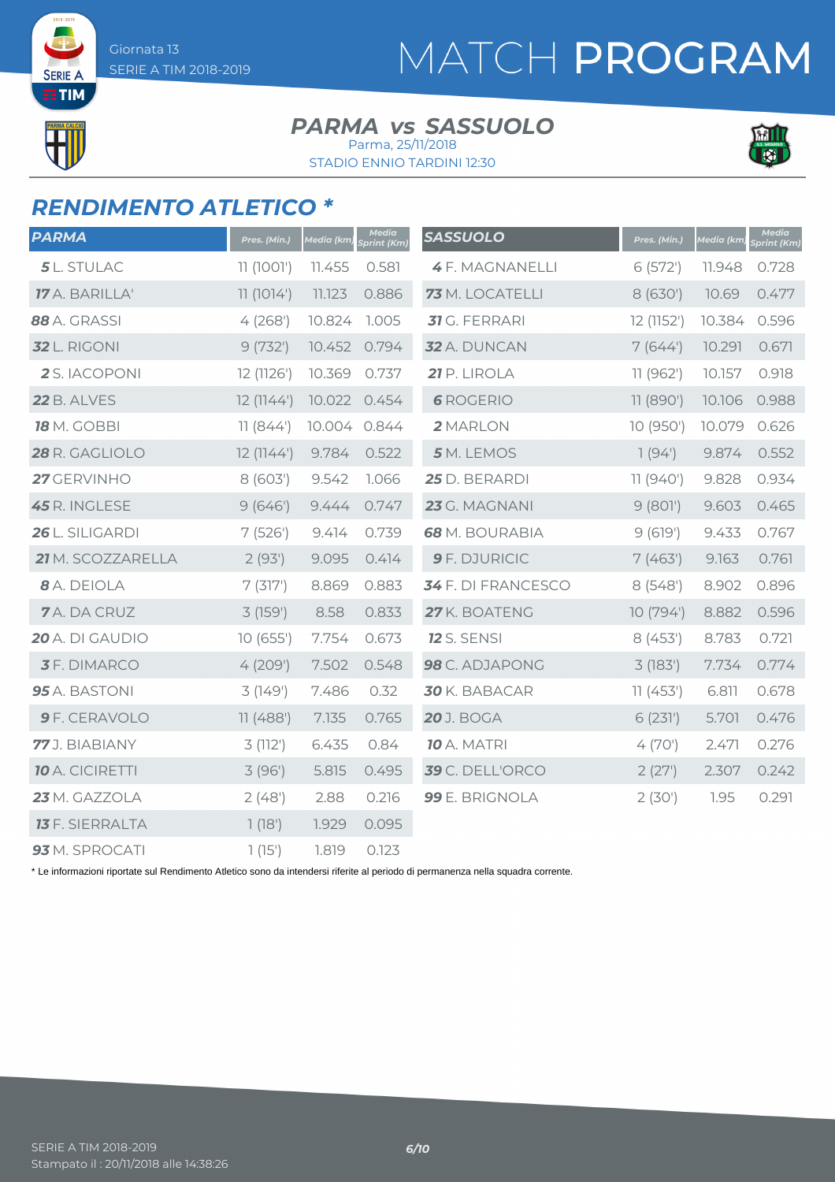# MATCH PROGRAM

Giornata 13
SERIE A TIM 2018-2019

## PARMA vs SASSUOLO

Parma, 25/11/2018
STADIO ENNIO TARDINI 12:30

## RENDIMENTO ATLETICO *

| PARMA | Pres. (Min.) | Media (km) | Media Sprint (Km) |
|---|---|---|---|
| **5** L. STULAC | 11 (1001') | 11.455 | 0.581 |
| **17** A. BARILLA' | 11 (1014') | 11.123 | 0.886 |
| **88** A. GRASSI | 4 (268') | 10.824 | 1.005 |
| **32** L. RIGONI | 9 (732') | 10.452 | 0.794 |
| **2** S. IACOPONI | 12 (1126') | 10.369 | 0.737 |
| **22** B. ALVES | 12 (1144') | 10.022 | 0.454 |
| **18** M. GOBBI | 11 (844') | 10.004 | 0.844 |
| **28** R. GAGLIOLO | 12 (1144') | 9.784 | 0.522 |
| **27** GERVINHO | 8 (603') | 9.542 | 1.066 |
| **45** R. INGLESE | 9 (646') | 9.444 | 0.747 |
| **26** L. SILIGARDI | 7 (526') | 9.414 | 0.739 |
| **21** M. SCOZZARELLA | 2 (93') | 9.095 | 0.414 |
| **8** A. DEIOLA | 7 (317') | 8.869 | 0.883 |
| **7** A. DA CRUZ | 3 (159') | 8.58 | 0.833 |
| **20** A. DI GAUDIO | 10 (655') | 7.754 | 0.673 |
| **3** F. DIMARCO | 4 (209') | 7.502 | 0.548 |
| **95** A. BASTONI | 3 (149') | 7.486 | 0.32 |
| **9** F. CERAVOLO | 11 (488') | 7.135 | 0.765 |
| **77** J. BIABIANY | 3 (112') | 6.435 | 0.84 |
| **10** A. CICIRETTI | 3 (96') | 5.815 | 0.495 |
| **23** M. GAZZOLA | 2 (48') | 2.88 | 0.216 |
| **13** F. SIERRALTA | 1 (18') | 1.929 | 0.095 |
| **93** M. SPROCATI | 1 (15') | 1.819 | 0.123 |

| SASSUOLO | Pres. (Min.) | Media (km) | Media Sprint (Km) |
|---|---|---|---|
| **4** F. MAGNANELLI | 6 (572') | 11.948 | 0.728 |
| **73** M. LOCATELLI | 8 (630') | 10.69 | 0.477 |
| **31** G. FERRARI | 12 (1152') | 10.384 | 0.596 |
| **32** A. DUNCAN | 7 (644') | 10.291 | 0.671 |
| **21** P. LIROLA | 11 (962') | 10.157 | 0.918 |
| **6** ROGERIO | 11 (890') | 10.106 | 0.988 |
| **2** MARLON | 10 (950') | 10.079 | 0.626 |
| **5** M. LEMOS | 1 (94') | 9.874 | 0.552 |
| **25** D. BERARDI | 11 (940') | 9.828 | 0.934 |
| **23** G. MAGNANI | 9 (801') | 9.603 | 0.465 |
| **68** M. BOURABIA | 9 (619') | 9.433 | 0.767 |
| **9** F. DJURICIC | 7 (463') | 9.163 | 0.761 |
| **34** F. DI FRANCESCO | 8 (548') | 8.902 | 0.896 |
| **27** K. BOATENG | 10 (794') | 8.882 | 0.596 |
| **12** S. SENSI | 8 (453') | 8.783 | 0.721 |
| **98** C. ADJAPONG | 3 (183') | 7.734 | 0.774 |
| **30** K. BABACAR | 11 (453') | 6.811 | 0.678 |
| **20** J. BOGA | 6 (231') | 5.701 | 0.476 |
| **10** A. MATRI | 4 (70') | 2.471 | 0.276 |
| **39** C. DELL'ORCO | 2 (27') | 2.307 | 0.242 |
| **99** E. BRIGNOLA | 2 (30') | 1.95 | 0.291 |

* Le informazioni riportate sul Rendimento Atletico sono da intendersi riferite al periodo di permanenza nella squadra corrente.

SERIE A TIM 2018-2019
Stampato il : 20/11/2018 alle 14:38:26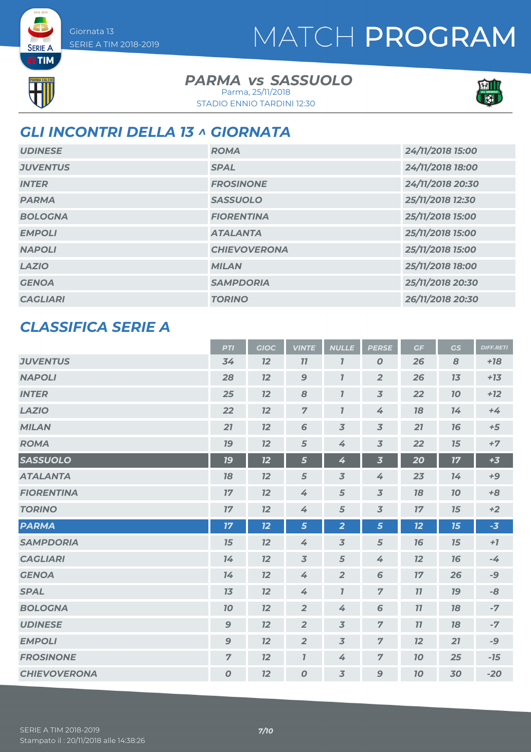Giornata 13
SERIE A TIM 2018-2019

# MATCH PROGRAM

**PARMA vs SASSUOLO**
Parma, 25/11/2018
STADIO ENNIO TARDINI 12:30

## GLI INCONTRI DELLA 13 ^ GIORNATA

| | | |
|---|---|---|
| UDINESE | ROMA | 24/11/2018 15:00 |
| JUVENTUS | SPAL | 24/11/2018 18:00 |
| INTER | FROSINONE | 24/11/2018 20:30 |
| PARMA | SASSUOLO | 25/11/2018 12:30 |
| BOLOGNA | FIORENTINA | 25/11/2018 15:00 |
| EMPOLI | ATALANTA | 25/11/2018 15:00 |
| NAPOLI | CHIEVOVERONA | 25/11/2018 15:00 |
| LAZIO | MILAN | 25/11/2018 18:00 |
| GENOA | SAMPDORIA | 25/11/2018 20:30 |
| CAGLIARI | TORINO | 26/11/2018 20:30 |

## CLASSIFICA SERIE A

| | PTI | GIOC | VINTE | NULLE | PERSE | GF | GS | DIFF.RETI |
|---|---|---|---|---|---|---|---|---|
| JUVENTUS | 34 | 12 | 11 | 1 | 0 | 26 | 8 | +18 |
| NAPOLI | 28 | 12 | 9 | 1 | 2 | 26 | 13 | +13 |
| INTER | 25 | 12 | 8 | 1 | 3 | 22 | 10 | +12 |
| LAZIO | 22 | 12 | 7 | 1 | 4 | 18 | 14 | +4 |
| MILAN | 21 | 12 | 6 | 3 | 3 | 21 | 16 | +5 |
| ROMA | 19 | 12 | 5 | 4 | 3 | 22 | 15 | +7 |
| SASSUOLO | 19 | 12 | 5 | 4 | 3 | 20 | 17 | +3 |
| ATALANTA | 18 | 12 | 5 | 3 | 4 | 23 | 14 | +9 |
| FIORENTINA | 17 | 12 | 4 | 5 | 3 | 18 | 10 | +8 |
| TORINO | 17 | 12 | 4 | 5 | 3 | 17 | 15 | +2 |
| PARMA | 17 | 12 | 5 | 2 | 5 | 12 | 15 | -3 |
| SAMPDORIA | 15 | 12 | 4 | 3 | 5 | 16 | 15 | +1 |
| CAGLIARI | 14 | 12 | 3 | 5 | 4 | 12 | 16 | -4 |
| GENOA | 14 | 12 | 4 | 2 | 6 | 17 | 26 | -9 |
| SPAL | 13 | 12 | 4 | 1 | 7 | 11 | 19 | -8 |
| BOLOGNA | 10 | 12 | 2 | 4 | 6 | 11 | 18 | -7 |
| UDINESE | 9 | 12 | 2 | 3 | 7 | 11 | 18 | -7 |
| EMPOLI | 9 | 12 | 2 | 3 | 7 | 12 | 21 | -9 |
| FROSINONE | 7 | 12 | 1 | 4 | 7 | 10 | 25 | -15 |
| CHIEVOVERONA | 0 | 12 | 0 | 3 | 9 | 10 | 30 | -20 |

SERIE A TIM 2018-2019
Stampato il : 20/11/2018 alle 14:38:26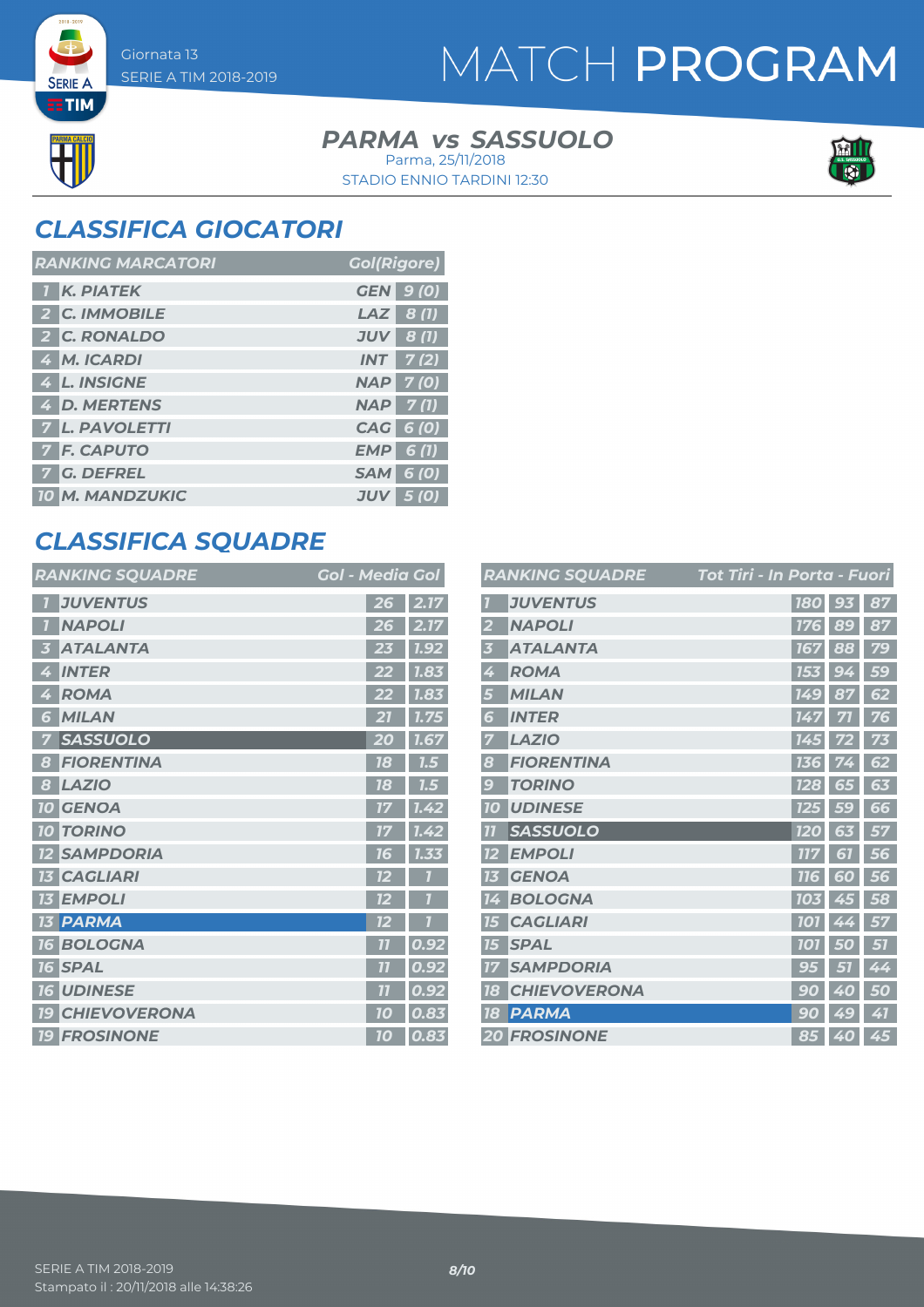# MATCH PROGRAM

Giornata 13
SERIE A TIM 2018-2019

## PARMA vs SASSUOLO

Parma, 25/11/2018
STADIO ENNIO TARDINI 12:30

## CLASSIFICA GIOCATORI

| RANKING MARCATORI | | | Gol(Rigore) |
|---|---|---|---|
| 1 | K. PIATEK | GEN | 9 (0) |
| 2 | C. IMMOBILE | LAZ | 8 (1) |
| 2 | C. RONALDO | JUV | 8 (1) |
| 4 | M. ICARDI | INT | 7 (2) |
| 4 | L. INSIGNE | NAP | 7 (0) |
| 4 | D. MERTENS | NAP | 7 (1) |
| 7 | L. PAVOLETTI | CAG | 6 (0) |
| 7 | F. CAPUTO | EMP | 6 (1) |
| 7 | G. DEFREL | SAM | 6 (0) |
| 10 | M. MANDZUKIC | JUV | 5 (0) |

## CLASSIFICA SQUADRE

| RANKING SQUADRE | | Gol | Media Gol |
|---|---|---|---|
| 1 | JUVENTUS | 26 | 2.17 |
| 1 | NAPOLI | 26 | 2.17 |
| 3 | ATALANTA | 23 | 1.92 |
| 4 | INTER | 22 | 1.83 |
| 4 | ROMA | 22 | 1.83 |
| 6 | MILAN | 21 | 1.75 |
| 7 | SASSUOLO | 20 | 1.67 |
| 8 | FIORENTINA | 18 | 1.5 |
| 8 | LAZIO | 18 | 1.5 |
| 10 | GENOA | 17 | 1.42 |
| 10 | TORINO | 17 | 1.42 |
| 12 | SAMPDORIA | 16 | 1.33 |
| 13 | CAGLIARI | 12 | 1 |
| 13 | EMPOLI | 12 | 1 |
| 13 | PARMA | 12 | 1 |
| 16 | BOLOGNA | 11 | 0.92 |
| 16 | SPAL | 11 | 0.92 |
| 16 | UDINESE | 11 | 0.92 |
| 19 | CHIEVOVERONA | 10 | 0.83 |
| 19 | FROSINONE | 10 | 0.83 |

| RANKING SQUADRE | | Tot Tiri | In Porta | Fuori |
|---|---|---|---|---|
| 1 | JUVENTUS | 180 | 93 | 87 |
| 2 | NAPOLI | 176 | 89 | 87 |
| 3 | ATALANTA | 167 | 88 | 79 |
| 4 | ROMA | 153 | 94 | 59 |
| 5 | MILAN | 149 | 87 | 62 |
| 6 | INTER | 147 | 71 | 76 |
| 7 | LAZIO | 145 | 72 | 73 |
| 8 | FIORENTINA | 136 | 74 | 62 |
| 9 | TORINO | 128 | 65 | 63 |
| 10 | UDINESE | 125 | 59 | 66 |
| 11 | SASSUOLO | 120 | 63 | 57 |
| 12 | EMPOLI | 117 | 61 | 56 |
| 13 | GENOA | 116 | 60 | 56 |
| 14 | BOLOGNA | 103 | 45 | 58 |
| 15 | CAGLIARI | 101 | 44 | 57 |
| 15 | SPAL | 101 | 50 | 51 |
| 17 | SAMPDORIA | 95 | 51 | 44 |
| 18 | CHIEVOVERONA | 90 | 40 | 50 |
| 18 | PARMA | 90 | 49 | 41 |
| 20 | FROSINONE | 85 | 40 | 45 |

SERIE A TIM 2018-2019
Stampato il : 20/11/2018 alle 14:38:26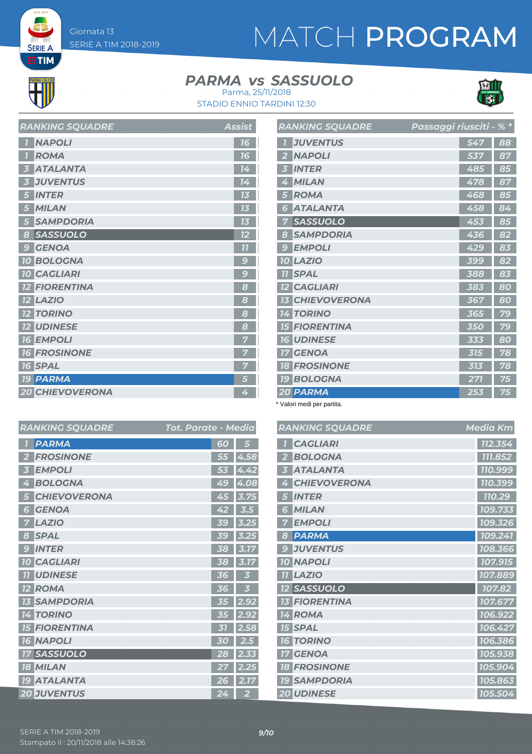Giornata 13
SERIE A TIM 2018-2019

# MATCH PROGRAM

## PARMA vs SASSUOLO

Parma, 25/11/2018
STADIO ENNIO TARDINI 12:30

| RANKING SQUADRE | | Assist |
|---|---|---|
| 1 | NAPOLI | 16 |
| 1 | ROMA | 16 |
| 3 | ATALANTA | 14 |
| 3 | JUVENTUS | 14 |
| 5 | INTER | 13 |
| 5 | MILAN | 13 |
| 5 | SAMPDORIA | 13 |
| 8 | SASSUOLO | 12 |
| 9 | GENOA | 11 |
| 10 | BOLOGNA | 9 |
| 10 | CAGLIARI | 9 |
| 12 | FIORENTINA | 8 |
| 12 | LAZIO | 8 |
| 12 | TORINO | 8 |
| 12 | UDINESE | 8 |
| 16 | EMPOLI | 7 |
| 16 | FROSINONE | 7 |
| 16 | SPAL | 7 |
| 19 | PARMA | 5 |
| 20 | CHIEVOVERONA | 4 |

| RANKING SQUADRE | | Passaggi riusciti | % * |
|---|---|---|---|
| 1 | JUVENTUS | 547 | 88 |
| 2 | NAPOLI | 537 | 87 |
| 3 | INTER | 485 | 85 |
| 4 | MILAN | 478 | 87 |
| 5 | ROMA | 468 | 85 |
| 6 | ATALANTA | 458 | 84 |
| 7 | SASSUOLO | 453 | 85 |
| 8 | SAMPDORIA | 436 | 82 |
| 9 | EMPOLI | 429 | 83 |
| 10 | LAZIO | 399 | 82 |
| 11 | SPAL | 388 | 83 |
| 12 | CAGLIARI | 383 | 80 |
| 13 | CHIEVOVERONA | 367 | 80 |
| 14 | TORINO | 365 | 79 |
| 15 | FIORENTINA | 350 | 79 |
| 16 | UDINESE | 333 | 80 |
| 17 | GENOA | 315 | 78 |
| 18 | FROSINONE | 313 | 78 |
| 19 | BOLOGNA | 271 | 75 |
| 20 | PARMA | 253 | 75 |

* Valori medi per partita.

| RANKING SQUADRE | | Tot. Parate | Media |
|---|---|---|---|
| 1 | PARMA | 60 | 5 |
| 2 | FROSINONE | 55 | 4.58 |
| 3 | EMPOLI | 53 | 4.42 |
| 4 | BOLOGNA | 49 | 4.08 |
| 5 | CHIEVOVERONA | 45 | 3.75 |
| 6 | GENOA | 42 | 3.5 |
| 7 | LAZIO | 39 | 3.25 |
| 8 | SPAL | 39 | 3.25 |
| 9 | INTER | 38 | 3.17 |
| 10 | CAGLIARI | 38 | 3.17 |
| 11 | UDINESE | 36 | 3 |
| 12 | ROMA | 36 | 3 |
| 13 | SAMPDORIA | 35 | 2.92 |
| 14 | TORINO | 35 | 2.92 |
| 15 | FIORENTINA | 31 | 2.58 |
| 16 | NAPOLI | 30 | 2.5 |
| 17 | SASSUOLO | 28 | 2.33 |
| 18 | MILAN | 27 | 2.25 |
| 19 | ATALANTA | 26 | 2.17 |
| 20 | JUVENTUS | 24 | 2 |

| RANKING SQUADRE | | Media Km |
|---|---|---|
| 1 | CAGLIARI | 112.354 |
| 2 | BOLOGNA | 111.852 |
| 3 | ATALANTA | 110.999 |
| 4 | CHIEVOVERONA | 110.399 |
| 5 | INTER | 110.29 |
| 6 | MILAN | 109.733 |
| 7 | EMPOLI | 109.326 |
| 8 | PARMA | 109.241 |
| 9 | JUVENTUS | 108.366 |
| 10 | NAPOLI | 107.915 |
| 11 | LAZIO | 107.889 |
| 12 | SASSUOLO | 107.82 |
| 13 | FIORENTINA | 107.677 |
| 14 | ROMA | 106.922 |
| 15 | SPAL | 106.427 |
| 16 | TORINO | 106.386 |
| 17 | GENOA | 105.938 |
| 18 | FROSINONE | 105.904 |
| 19 | SAMPDORIA | 105.863 |
| 20 | UDINESE | 105.504 |

SERIE A TIM 2018-2019
Stampato il : 20/11/2018 alle 14:38:26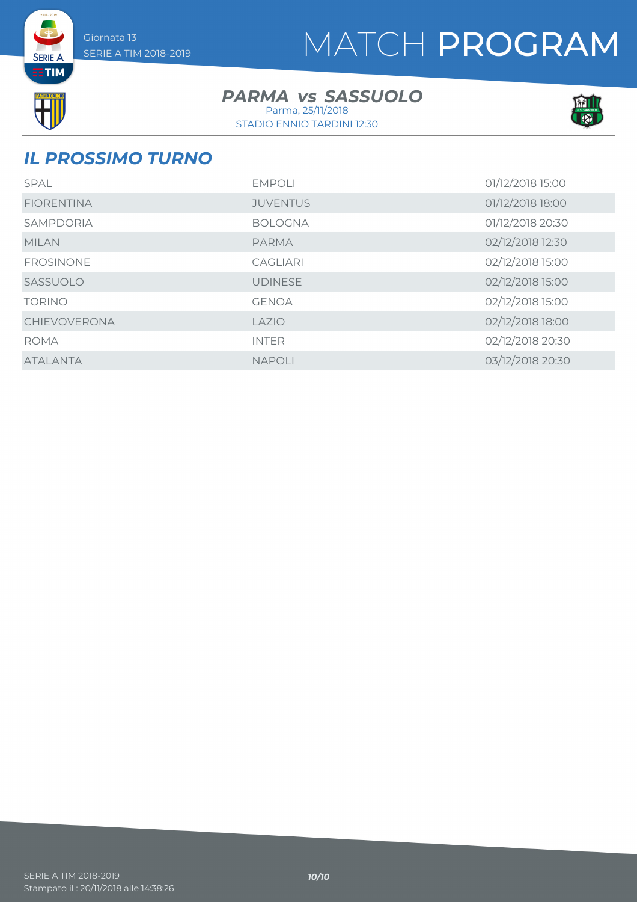# MATCH PROGRAM

Giornata 13
SERIE A TIM 2018-2019

**_PARMA vs SASSUOLO_**
Parma, 25/11/2018
STADIO ENNIO TARDINI 12:30

## _IL PROSSIMO TURNO_

| | | |
|---|---|---|
| SPAL | EMPOLI | 01/12/2018 15:00 |
| FIORENTINA | JUVENTUS | 01/12/2018 18:00 |
| SAMPDORIA | BOLOGNA | 01/12/2018 20:30 |
| MILAN | PARMA | 02/12/2018 12:30 |
| FROSINONE | CAGLIARI | 02/12/2018 15:00 |
| SASSUOLO | UDINESE | 02/12/2018 15:00 |
| TORINO | GENOA | 02/12/2018 15:00 |
| CHIEVOVERONA | LAZIO | 02/12/2018 18:00 |
| ROMA | INTER | 02/12/2018 20:30 |
| ATALANTA | NAPOLI | 03/12/2018 20:30 |

SERIE A TIM 2018-2019
Stampato il : 20/11/2018 alle 14:38:26